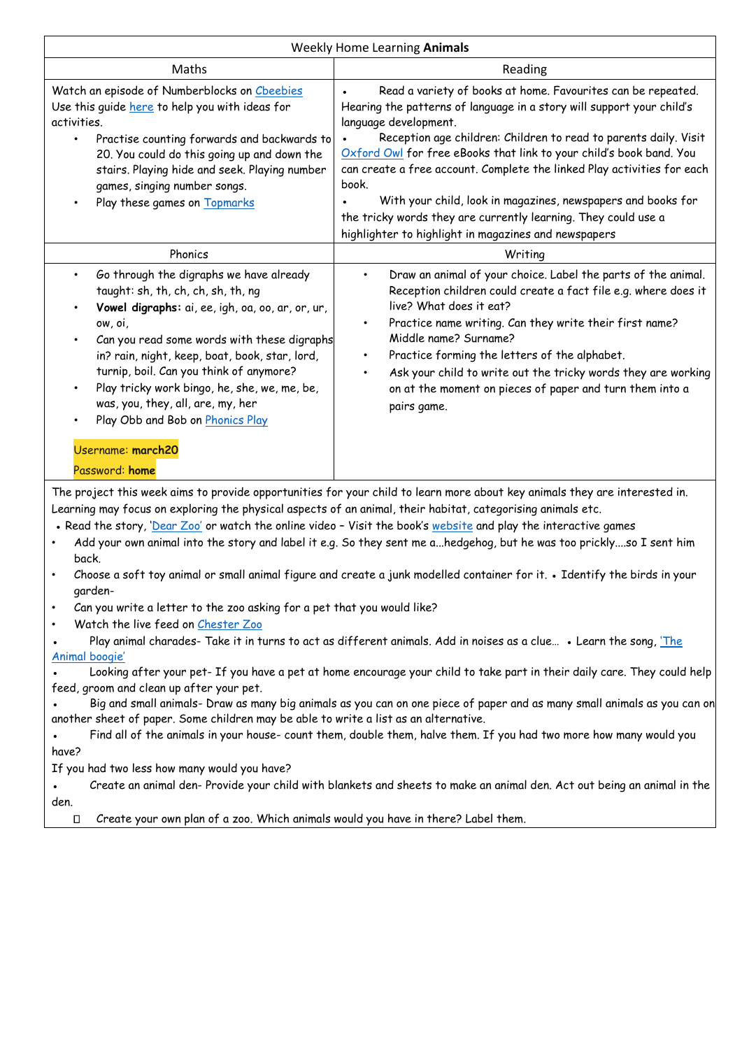# Weekly Home Learning **Animals**

| Maths | Reading |
|---|---|
| Watch an episode of Numberblocks on Cbeebies<br>Use this guide here to help you with ideas for activities.<br>• Practise counting forwards and backwards to 20. You could do this going up and down the stairs. Playing hide and seek. Playing number games, singing number songs.<br>• Play these games on Topmarks | • Read a variety of books at home. Favourites can be repeated. Hearing the patterns of language in a story will support your child's language development.<br>• Reception age children: Children to read to parents daily. Visit Oxford Owl for free eBooks that link to your child's book band. You can create a free account. Complete the linked Play activities for each book.<br>• With your child, look in magazines, newspapers and books for the tricky words they are currently learning. They could use a highlighter to highlight in magazines and newspapers |
| **Phonics** | **Writing** |
| • Go through the digraphs we have already taught: sh, th, ch, ch, sh, th, ng<br>• **Vowel digraphs:** ai, ee, igh, oa, oo, ar, or, ur, ow, oi,<br>• Can you read some words with these digraphs in? rain, night, keep, boat, book, star, lord, turnip, boil. Can you think of anymore?<br>• Play tricky work bingo, he, she, we, me, be, was, you, they, all, are, my, her<br>• Play Obb and Bob on Phonics Play<br><br>Username: **march20**<br>Password: **home** | • Draw an animal of your choice. Label the parts of the animal. Reception children could create a fact file e.g. where does it live? What does it eat?<br>• Practice name writing. Can they write their first name? Middle name? Surname?<br>• Practice forming the letters of the alphabet.<br>• Ask your child to write out the tricky words they are working on at the moment on pieces of paper and turn them into a pairs game. |

The project this week aims to provide opportunities for your child to learn more about key animals they are interested in. Learning may focus on exploring the physical aspects of an animal, their habitat, categorising animals etc.

- Read the story, 'Dear Zoo' or watch the online video – Visit the book's website and play the interactive games
- Add your own animal into the story and label it e.g. So they sent me a...hedgehog, but he was too prickly....so I sent him back.
- Choose a soft toy animal or small animal figure and create a junk modelled container for it.
- Identify the birds in your garden-
- Can you write a letter to the zoo asking for a pet that you would like?
- Watch the live feed on Chester Zoo
- Play animal charades- Take it in turns to act as different animals. Add in noises as a clue…
- Learn the song, 'The Animal boogie'
- Looking after your pet- If you have a pet at home encourage your child to take part in their daily care. They could help feed, groom and clean up after your pet.
- Big and small animals- Draw as many big animals as you can on one piece of paper and as many small animals as you can on another sheet of paper. Some children may be able to write a list as an alternative.
- Find all of the animals in your house- count them, double them, halve them. If you had two more how many would you have?
  If you had two less how many would you have?
- Create an animal den- Provide your child with blankets and sheets to make an animal den. Act out being an animal in the den.
- Create your own plan of a zoo. Which animals would you have in there? Label them.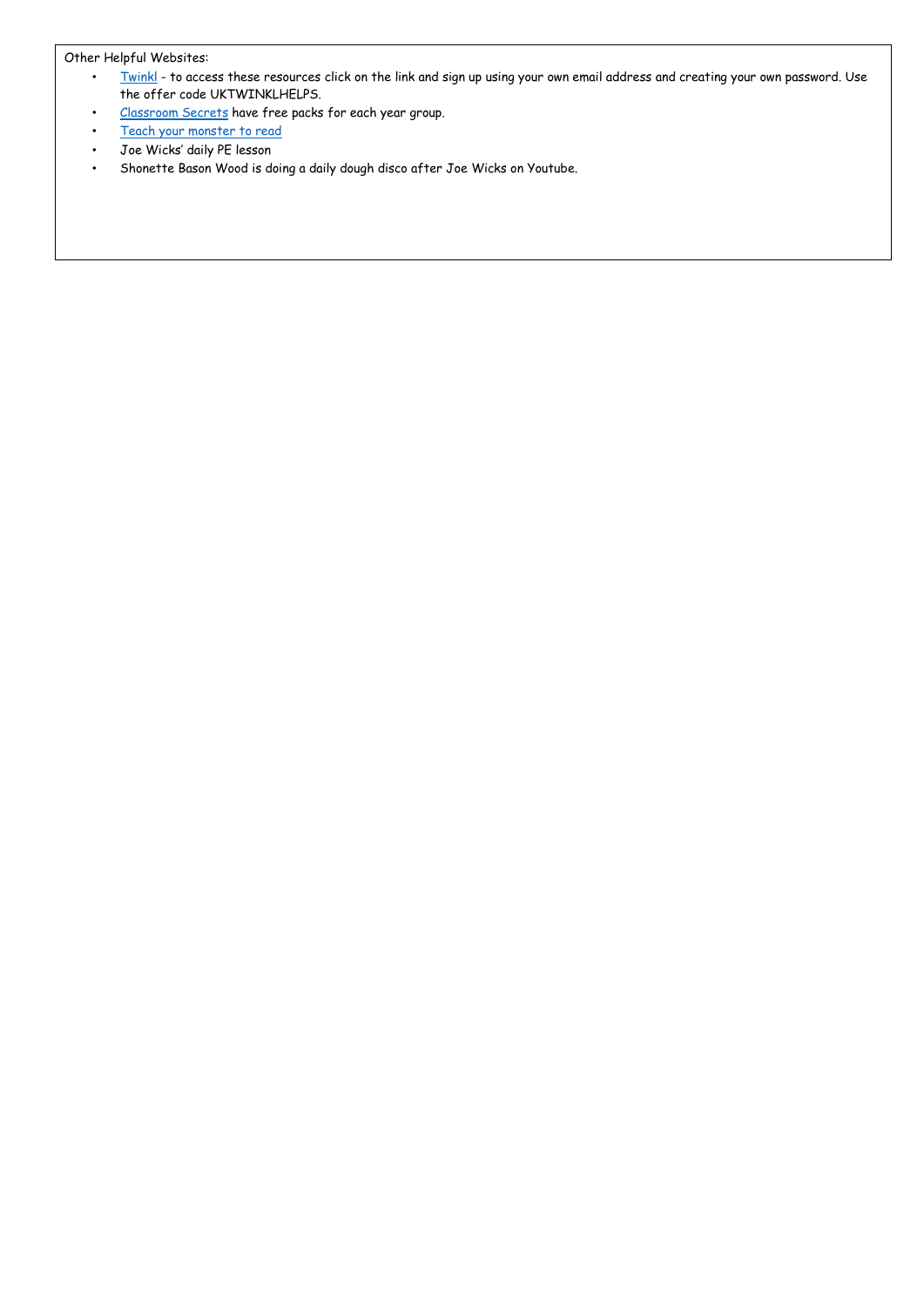Other Helpful Websites:

- Twinkl - to access these resources click on the link and sign up using your own email address and creating your own password. Use the offer code UKTWINKLHELPS.
- Classroom Secrets have free packs for each year group.
- Teach your monster to read
- Joe Wicks' daily PE lesson
- Shonette Bason Wood is doing a daily dough disco after Joe Wicks on Youtube.